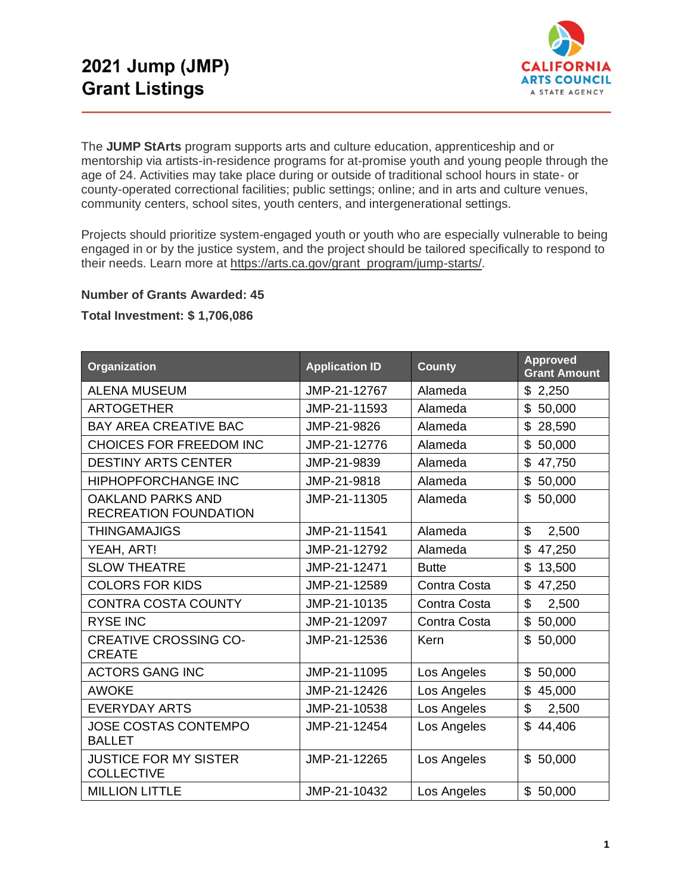# 2021 Jump (JMP) Grant Listings

The **JUMP StArts** program supports arts and culture education, apprenticeship and or mentorship via artists-in-residence programs for at-promise youth and young people through the age of 24. Activities may take place during or outside of traditional school hours in state- or county-operated correctional facilities; public settings; online; and in arts and culture venues, community centers, school sites, youth centers, and intergenerational settings.

Projects should prioritize system-engaged youth or youth who are especially vulnerable to being engaged in or by the justice system, and the project should be tailored specifically to respond to their needs. Learn more at https://arts.ca.gov/grant_program/jump-starts/.

**Number of Grants Awarded: 45**

**Total Investment: $ 1,706,086**

| Organization | Application ID | County | Approved Grant Amount |
|---|---|---|---|
| ALENA MUSEUM | JMP-21-12767 | Alameda | $ 2,250 |
| ARTOGETHER | JMP-21-11593 | Alameda | $ 50,000 |
| BAY AREA CREATIVE BAC | JMP-21-9826 | Alameda | $ 28,590 |
| CHOICES FOR FREEDOM INC | JMP-21-12776 | Alameda | $ 50,000 |
| DESTINY ARTS CENTER | JMP-21-9839 | Alameda | $ 47,750 |
| HIPHOPFORCHANGE INC | JMP-21-9818 | Alameda | $ 50,000 |
| OAKLAND PARKS AND RECREATION FOUNDATION | JMP-21-11305 | Alameda | $ 50,000 |
| THINGAMAJIGS | JMP-21-11541 | Alameda | $ 2,500 |
| YEAH, ART! | JMP-21-12792 | Alameda | $ 47,250 |
| SLOW THEATRE | JMP-21-12471 | Butte | $ 13,500 |
| COLORS FOR KIDS | JMP-21-12589 | Contra Costa | $ 47,250 |
| CONTRA COSTA COUNTY | JMP-21-10135 | Contra Costa | $ 2,500 |
| RYSE INC | JMP-21-12097 | Contra Costa | $ 50,000 |
| CREATIVE CROSSING CO-CREATE | JMP-21-12536 | Kern | $ 50,000 |
| ACTORS GANG INC | JMP-21-11095 | Los Angeles | $ 50,000 |
| AWOKE | JMP-21-12426 | Los Angeles | $ 45,000 |
| EVERYDAY ARTS | JMP-21-10538 | Los Angeles | $ 2,500 |
| JOSE COSTAS CONTEMPO BALLET | JMP-21-12454 | Los Angeles | $ 44,406 |
| JUSTICE FOR MY SISTER COLLECTIVE | JMP-21-12265 | Los Angeles | $ 50,000 |
| MILLION LITTLE | JMP-21-10432 | Los Angeles | $ 50,000 |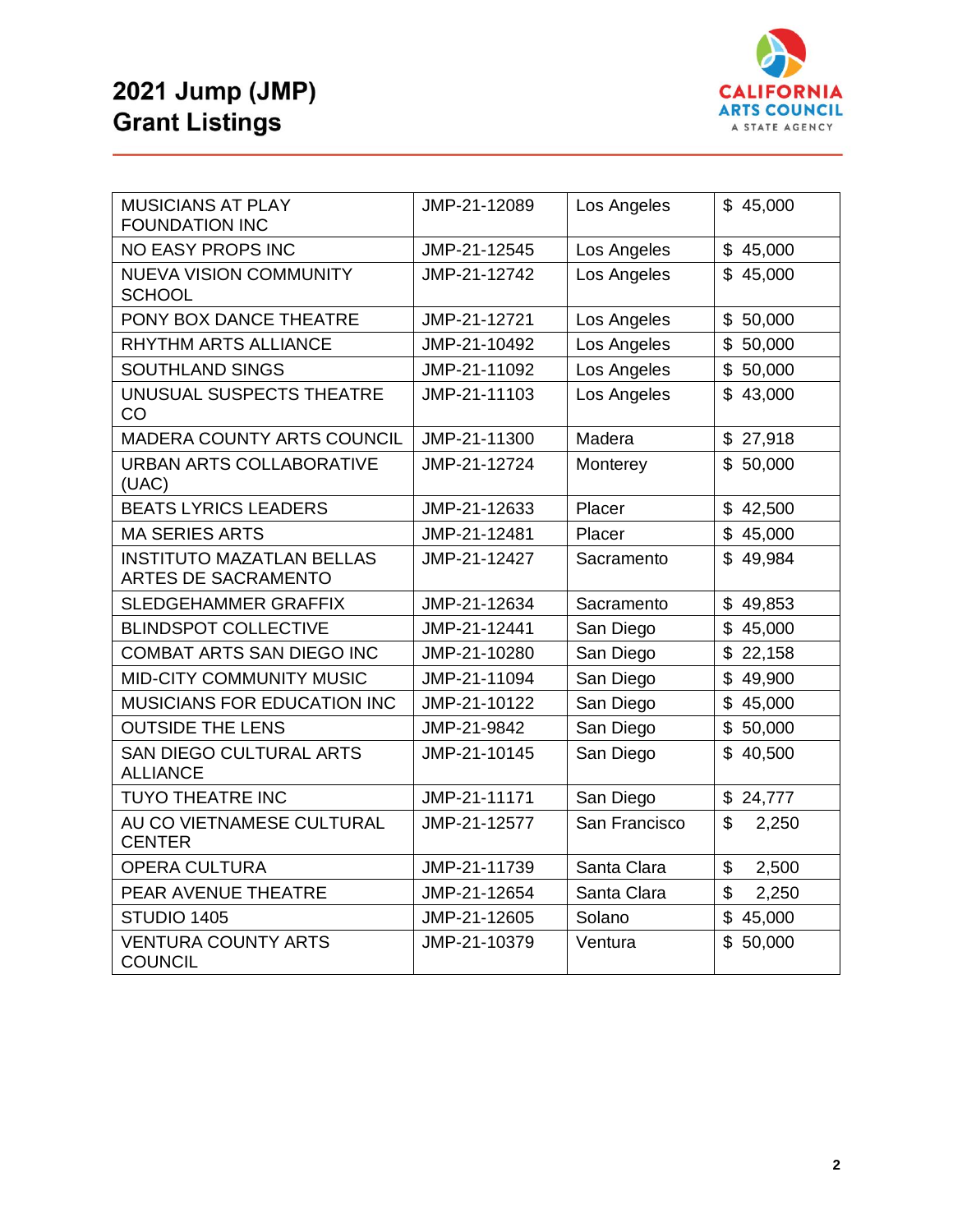# 2021 Jump (JMP) Grant Listings

| | | | |
|---|---|---|---|
| MUSICIANS AT PLAY FOUNDATION INC | JMP-21-12089 | Los Angeles | $ 45,000 |
| NO EASY PROPS INC | JMP-21-12545 | Los Angeles | $ 45,000 |
| NUEVA VISION COMMUNITY SCHOOL | JMP-21-12742 | Los Angeles | $ 45,000 |
| PONY BOX DANCE THEATRE | JMP-21-12721 | Los Angeles | $ 50,000 |
| RHYTHM ARTS ALLIANCE | JMP-21-10492 | Los Angeles | $ 50,000 |
| SOUTHLAND SINGS | JMP-21-11092 | Los Angeles | $ 50,000 |
| UNUSUAL SUSPECTS THEATRE CO | JMP-21-11103 | Los Angeles | $ 43,000 |
| MADERA COUNTY ARTS COUNCIL | JMP-21-11300 | Madera | $ 27,918 |
| URBAN ARTS COLLABORATIVE (UAC) | JMP-21-12724 | Monterey | $ 50,000 |
| BEATS LYRICS LEADERS | JMP-21-12633 | Placer | $ 42,500 |
| MA SERIES ARTS | JMP-21-12481 | Placer | $ 45,000 |
| INSTITUTO MAZATLAN BELLAS ARTES DE SACRAMENTO | JMP-21-12427 | Sacramento | $ 49,984 |
| SLEDGEHAMMER GRAFFIX | JMP-21-12634 | Sacramento | $ 49,853 |
| BLINDSPOT COLLECTIVE | JMP-21-12441 | San Diego | $ 45,000 |
| COMBAT ARTS SAN DIEGO INC | JMP-21-10280 | San Diego | $ 22,158 |
| MID-CITY COMMUNITY MUSIC | JMP-21-11094 | San Diego | $ 49,900 |
| MUSICIANS FOR EDUCATION INC | JMP-21-10122 | San Diego | $ 45,000 |
| OUTSIDE THE LENS | JMP-21-9842 | San Diego | $ 50,000 |
| SAN DIEGO CULTURAL ARTS ALLIANCE | JMP-21-10145 | San Diego | $ 40,500 |
| TUYO THEATRE INC | JMP-21-11171 | San Diego | $ 24,777 |
| AU CO VIETNAMESE CULTURAL CENTER | JMP-21-12577 | San Francisco | $ 2,250 |
| OPERA CULTURA | JMP-21-11739 | Santa Clara | $ 2,500 |
| PEAR AVENUE THEATRE | JMP-21-12654 | Santa Clara | $ 2,250 |
| STUDIO 1405 | JMP-21-12605 | Solano | $ 45,000 |
| VENTURA COUNTY ARTS COUNCIL | JMP-21-10379 | Ventura | $ 50,000 |